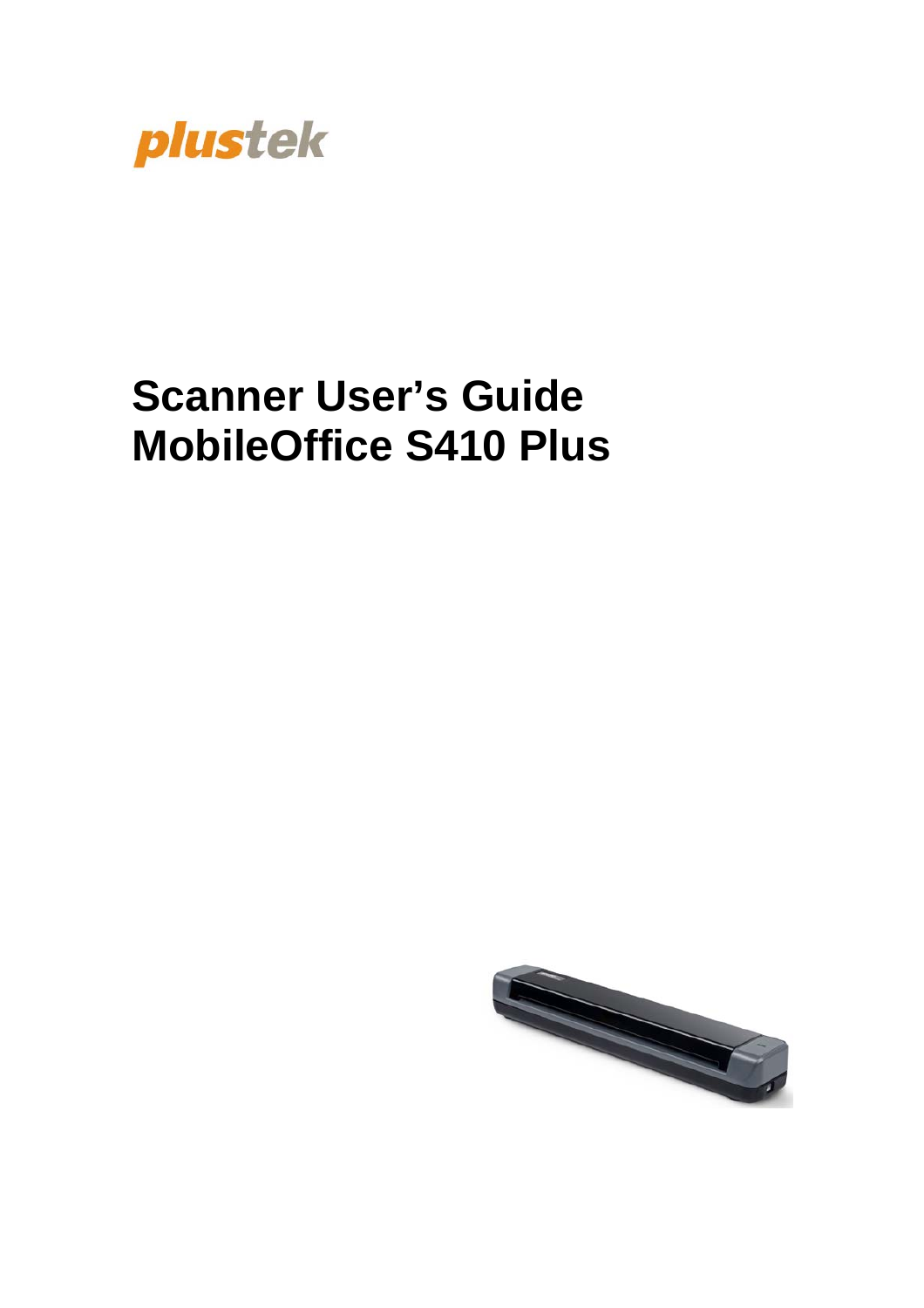plustek

# Scanner User's Guide
# MobileOffice S410 Plus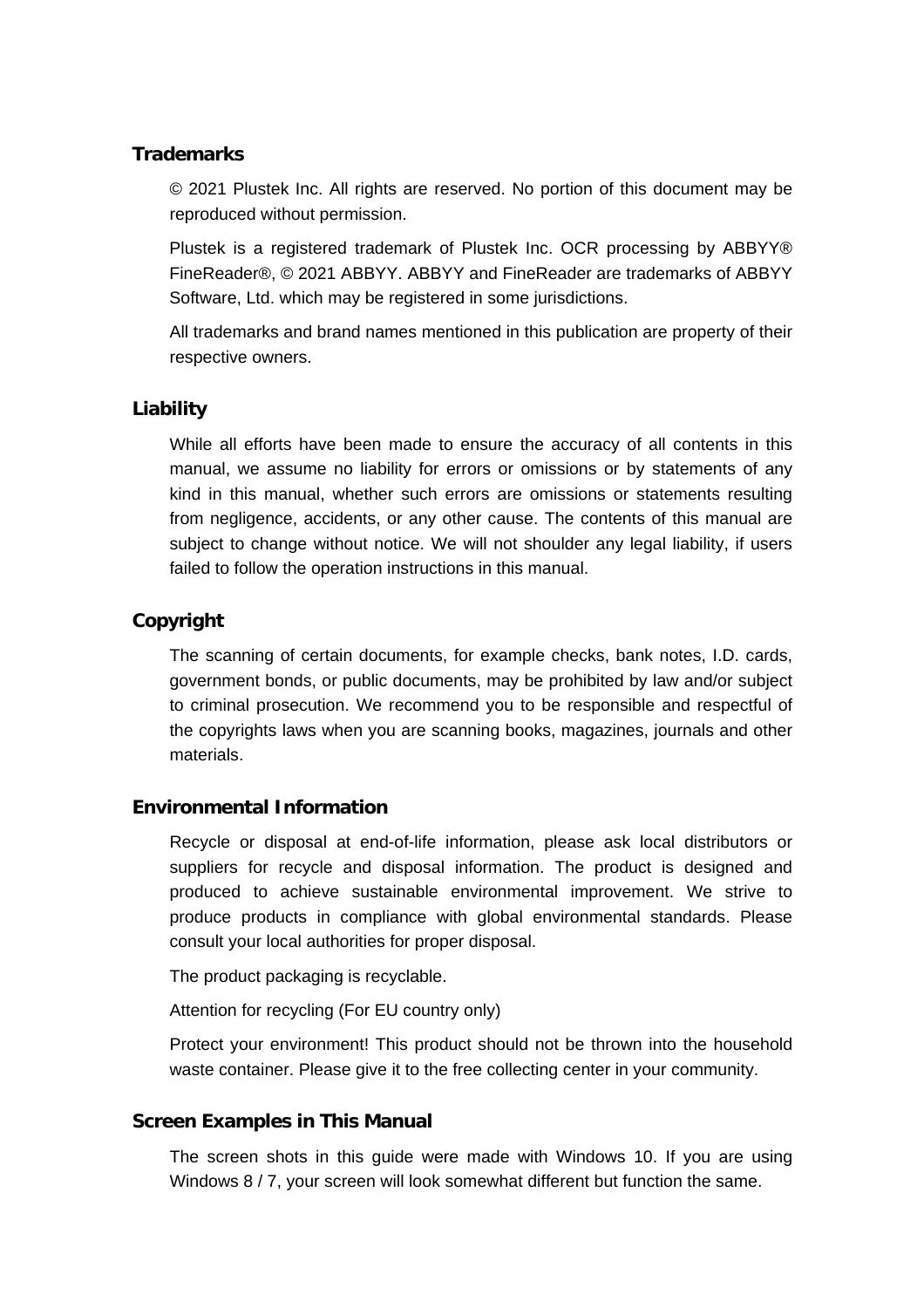## Trademarks

© 2021 Plustek Inc. All rights are reserved. No portion of this document may be reproduced without permission.

Plustek is a registered trademark of Plustek Inc. OCR processing by ABBYY® FineReader®, © 2021 ABBYY. ABBYY and FineReader are trademarks of ABBYY Software, Ltd. which may be registered in some jurisdictions.

All trademarks and brand names mentioned in this publication are property of their respective owners.

## Liability

While all efforts have been made to ensure the accuracy of all contents in this manual, we assume no liability for errors or omissions or by statements of any kind in this manual, whether such errors are omissions or statements resulting from negligence, accidents, or any other cause. The contents of this manual are subject to change without notice. We will not shoulder any legal liability, if users failed to follow the operation instructions in this manual.

## Copyright

The scanning of certain documents, for example checks, bank notes, I.D. cards, government bonds, or public documents, may be prohibited by law and/or subject to criminal prosecution. We recommend you to be responsible and respectful of the copyrights laws when you are scanning books, magazines, journals and other materials.

## Environmental Information

Recycle or disposal at end-of-life information, please ask local distributors or suppliers for recycle and disposal information. The product is designed and produced to achieve sustainable environmental improvement. We strive to produce products in compliance with global environmental standards. Please consult your local authorities for proper disposal.

The product packaging is recyclable.

Attention for recycling (For EU country only)

Protect your environment! This product should not be thrown into the household waste container. Please give it to the free collecting center in your community.

## Screen Examples in This Manual

The screen shots in this guide were made with Windows 10. If you are using Windows 8 / 7, your screen will look somewhat different but function the same.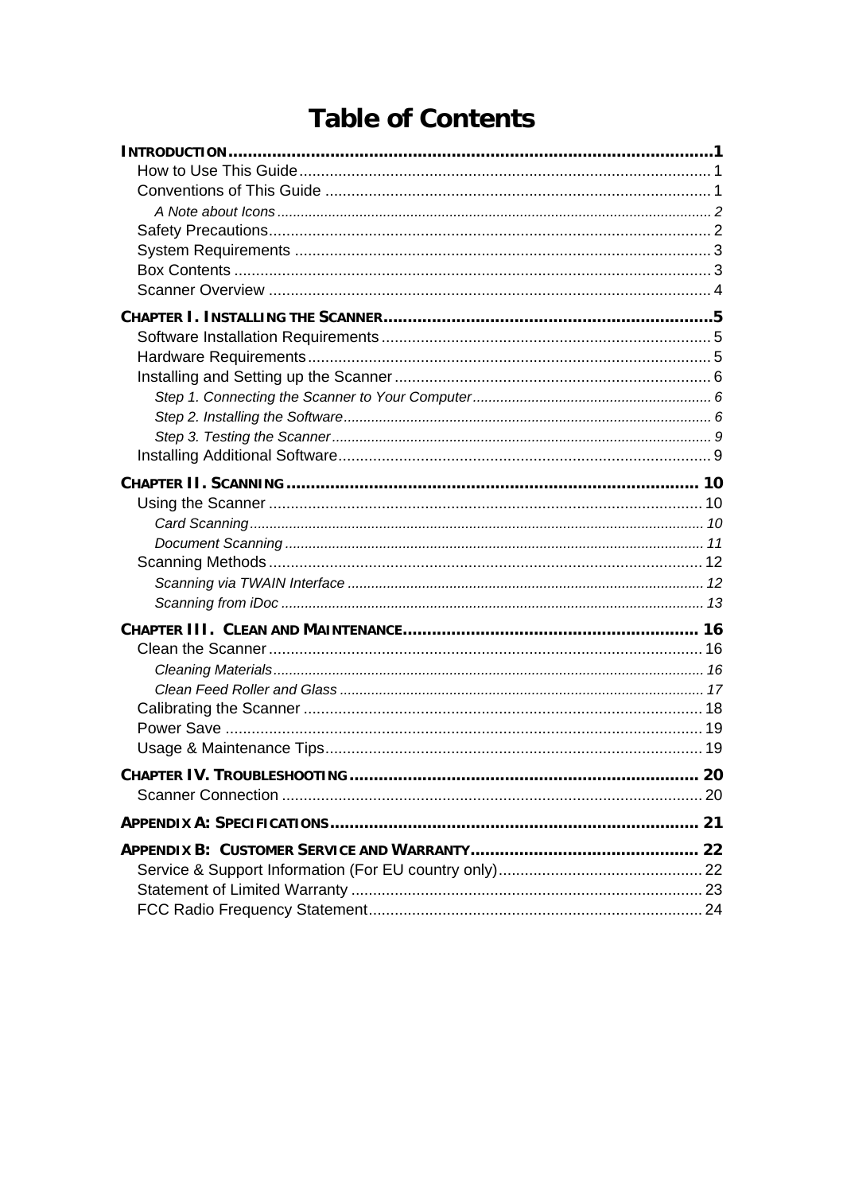# Table of Contents

**INTRODUCTION** .......................................................... 1

- How to Use This Guide .......................................................... 1
- Conventions of This Guide .......................................................... 1
  - *A Note about Icons* .......................................................... 2
- Safety Precautions .......................................................... 2
- System Requirements .......................................................... 3
- Box Contents .......................................................... 3
- Scanner Overview .......................................................... 4

**CHAPTER I. INSTALLING THE SCANNER** .......................................................... 5

- Software Installation Requirements .......................................................... 5
- Hardware Requirements .......................................................... 5
- Installing and Setting up the Scanner .......................................................... 6
  - *Step 1. Connecting the Scanner to Your Computer* .......................................................... 6
  - *Step 2. Installing the Software* .......................................................... 6
  - *Step 3. Testing the Scanner* .......................................................... 9
- Installing Additional Software .......................................................... 9

**CHAPTER II. SCANNING** .......................................................... 10

- Using the Scanner .......................................................... 10
  - *Card Scanning* .......................................................... 10
  - *Document Scanning* .......................................................... 11
- Scanning Methods .......................................................... 12
  - *Scanning via TWAIN Interface* .......................................................... 12
  - *Scanning from iDoc* .......................................................... 13

**CHAPTER III. CLEAN AND MAINTENANCE** .......................................................... 16

- Clean the Scanner .......................................................... 16
  - *Cleaning Materials* .......................................................... 16
  - *Clean Feed Roller and Glass* .......................................................... 17
- Calibrating the Scanner .......................................................... 18
- Power Save .......................................................... 19
- Usage & Maintenance Tips .......................................................... 19

**CHAPTER IV. TROUBLESHOOTING** .......................................................... 20

- Scanner Connection .......................................................... 20

**APPENDIX A: SPECIFICATIONS** .......................................................... 21

**APPENDIX B: CUSTOMER SERVICE AND WARRANTY** .......................................................... 22

- Service & Support Information (For EU country only) .......................................................... 22
- Statement of Limited Warranty .......................................................... 23
- FCC Radio Frequency Statement .......................................................... 24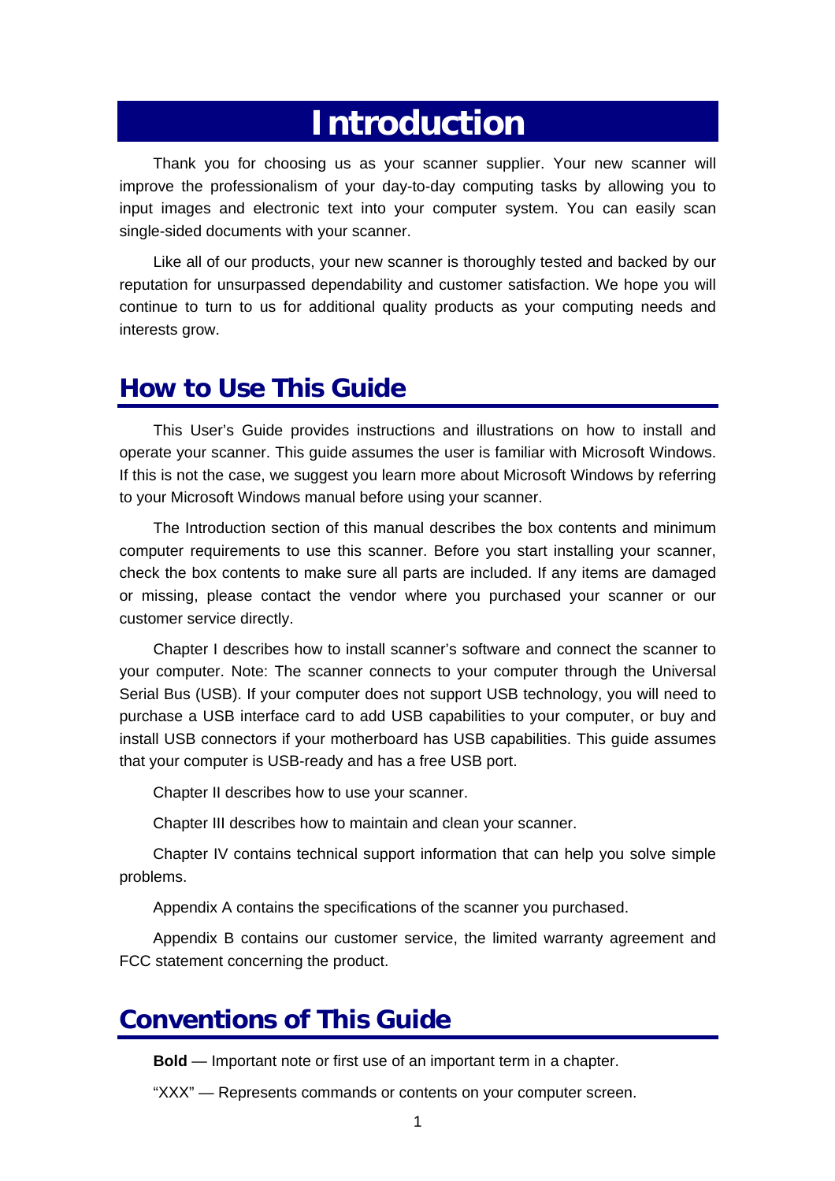# Introduction

Thank you for choosing us as your scanner supplier. Your new scanner will improve the professionalism of your day-to-day computing tasks by allowing you to input images and electronic text into your computer system. You can easily scan single-sided documents with your scanner.

Like all of our products, your new scanner is thoroughly tested and backed by our reputation for unsurpassed dependability and customer satisfaction. We hope you will continue to turn to us for additional quality products as your computing needs and interests grow.

## How to Use This Guide

This User's Guide provides instructions and illustrations on how to install and operate your scanner. This guide assumes the user is familiar with Microsoft Windows. If this is not the case, we suggest you learn more about Microsoft Windows by referring to your Microsoft Windows manual before using your scanner.

The Introduction section of this manual describes the box contents and minimum computer requirements to use this scanner. Before you start installing your scanner, check the box contents to make sure all parts are included. If any items are damaged or missing, please contact the vendor where you purchased your scanner or our customer service directly.

Chapter I describes how to install scanner's software and connect the scanner to your computer. Note: The scanner connects to your computer through the Universal Serial Bus (USB). If your computer does not support USB technology, you will need to purchase a USB interface card to add USB capabilities to your computer, or buy and install USB connectors if your motherboard has USB capabilities. This guide assumes that your computer is USB-ready and has a free USB port.

Chapter II describes how to use your scanner.

Chapter III describes how to maintain and clean your scanner.

Chapter IV contains technical support information that can help you solve simple problems.

Appendix A contains the specifications of the scanner you purchased.

Appendix B contains our customer service, the limited warranty agreement and FCC statement concerning the product.

## Conventions of This Guide

**Bold** — Important note or first use of an important term in a chapter.

"XXX" — Represents commands or contents on your computer screen.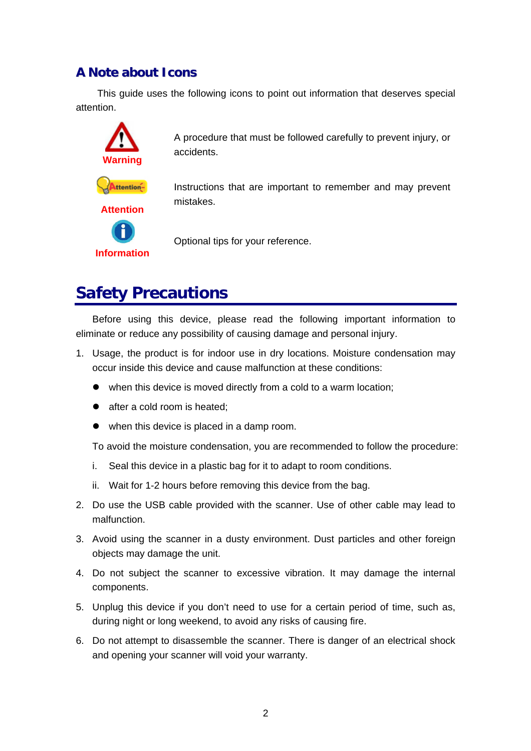## A Note about Icons

This guide uses the following icons to point out information that deserves special attention.

| | |
|---|---|
| **Warning** | A procedure that must be followed carefully to prevent injury, or accidents. |
| **Attention** | Instructions that are important to remember and may prevent mistakes. |
| **Information** | Optional tips for your reference. |

# Safety Precautions

Before using this device, please read the following important information to eliminate or reduce any possibility of causing damage and personal injury.

1. Usage, the product is for indoor use in dry locations. Moisture condensation may occur inside this device and cause malfunction at these conditions:
   - when this device is moved directly from a cold to a warm location;
   - after a cold room is heated;
   - when this device is placed in a damp room.

   To avoid the moisture condensation, you are recommended to follow the procedure:

   i. Seal this device in a plastic bag for it to adapt to room conditions.

   ii. Wait for 1-2 hours before removing this device from the bag.
2. Do use the USB cable provided with the scanner. Use of other cable may lead to malfunction.
3. Avoid using the scanner in a dusty environment. Dust particles and other foreign objects may damage the unit.
4. Do not subject the scanner to excessive vibration. It may damage the internal components.
5. Unplug this device if you don't need to use for a certain period of time, such as, during night or long weekend, to avoid any risks of causing fire.
6. Do not attempt to disassemble the scanner. There is danger of an electrical shock and opening your scanner will void your warranty.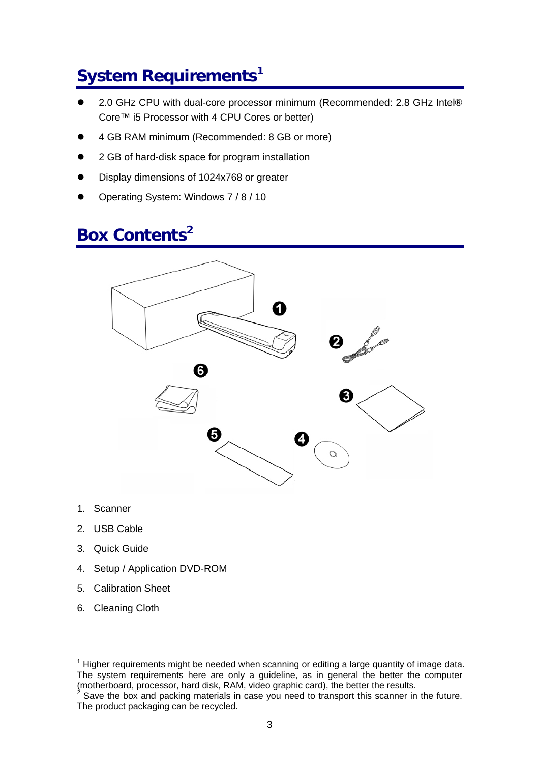## System Requirements[1]

- 2.0 GHz CPU with dual-core processor minimum (Recommended: 2.8 GHz Intel® Core™ i5 Processor with 4 CPU Cores or better)
- 4 GB RAM minimum (Recommended: 8 GB or more)
- 2 GB of hard-disk space for program installation
- Display dimensions of 1024x768 or greater
- Operating System: Windows 7 / 8 / 10

## Box Contents[2]

1. Scanner
2. USB Cable
3. Quick Guide
4. Setup / Application DVD-ROM
5. Calibration Sheet
6. Cleaning Cloth

---

[1] Higher requirements might be needed when scanning or editing a large quantity of image data. The system requirements here are only a guideline, as in general the better the computer (motherboard, processor, hard disk, RAM, video graphic card), the better the results.

[2] Save the box and packing materials in case you need to transport this scanner in the future. The product packaging can be recycled.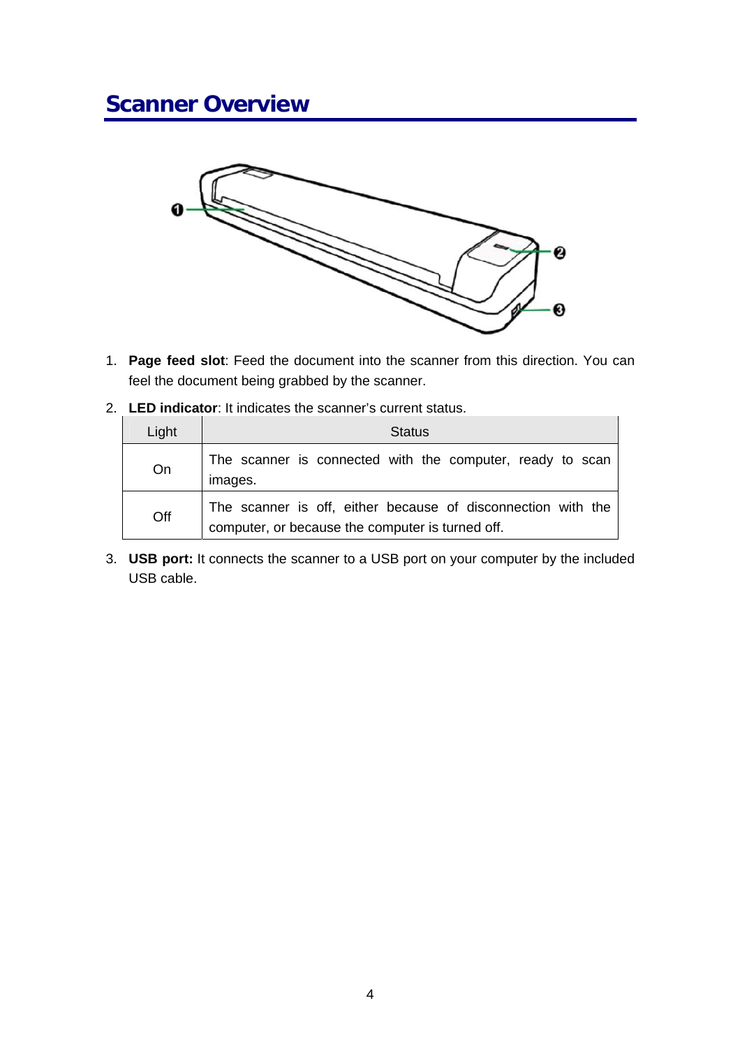# Scanner Overview

1. **Page feed slot**: Feed the document into the scanner from this direction. You can feel the document being grabbed by the scanner.
2. **LED indicator**: It indicates the scanner's current status.

| Light | Status |
|---|---|
| On | The scanner is connected with the computer, ready to scan images. |
| Off | The scanner is off, either because of disconnection with the computer, or because the computer is turned off. |

3. **USB port:** It connects the scanner to a USB port on your computer by the included USB cable.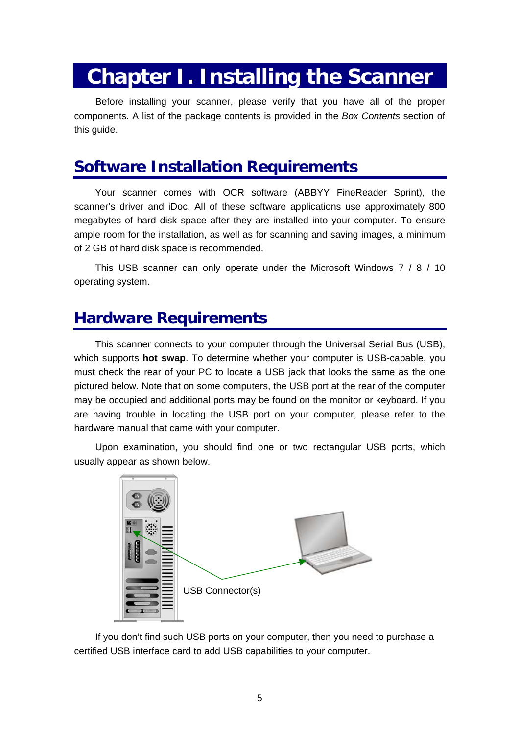# Chapter I. Installing the Scanner

Before installing your scanner, please verify that you have all of the proper components. A list of the package contents is provided in the *Box Contents* section of this guide.

## Software Installation Requirements

Your scanner comes with OCR software (ABBYY FineReader Sprint), the scanner's driver and iDoc. All of these software applications use approximately 800 megabytes of hard disk space after they are installed into your computer. To ensure ample room for the installation, as well as for scanning and saving images, a minimum of 2 GB of hard disk space is recommended.

This USB scanner can only operate under the Microsoft Windows 7 / 8 / 10 operating system.

## Hardware Requirements

This scanner connects to your computer through the Universal Serial Bus (USB), which supports **hot swap**. To determine whether your computer is USB-capable, you must check the rear of your PC to locate a USB jack that looks the same as the one pictured below. Note that on some computers, the USB port at the rear of the computer may be occupied and additional ports may be found on the monitor or keyboard. If you are having trouble in locating the USB port on your computer, please refer to the hardware manual that came with your computer.

Upon examination, you should find one or two rectangular USB ports, which usually appear as shown below.

USB Connector(s)

If you don't find such USB ports on your computer, then you need to purchase a certified USB interface card to add USB capabilities to your computer.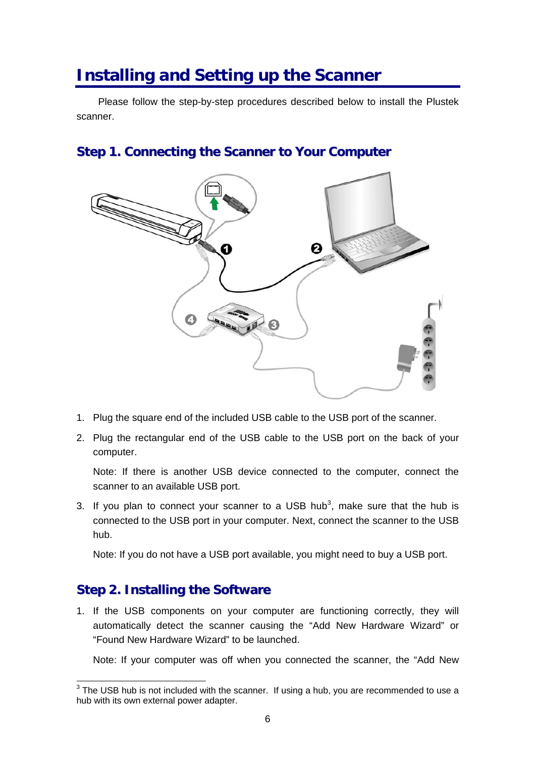# Installing and Setting up the Scanner

Please follow the step-by-step procedures described below to install the Plustek scanner.

## Step 1. Connecting the Scanner to Your Computer

1. Plug the square end of the included USB cable to the USB port of the scanner.
2. Plug the rectangular end of the USB cable to the USB port on the back of your computer.

   Note: If there is another USB device connected to the computer, connect the scanner to an available USB port.

3. If you plan to connect your scanner to a USB hub[3], make sure that the hub is connected to the USB port in your computer. Next, connect the scanner to the USB hub.

   Note: If you do not have a USB port available, you might need to buy a USB port.

## Step 2. Installing the Software

1. If the USB components on your computer are functioning correctly, they will automatically detect the scanner causing the “Add New Hardware Wizard” or “Found New Hardware Wizard” to be launched.

   Note: If your computer was off when you connected the scanner, the “Add New

[3] The USB hub is not included with the scanner. If using a hub, you are recommended to use a hub with its own external power adapter.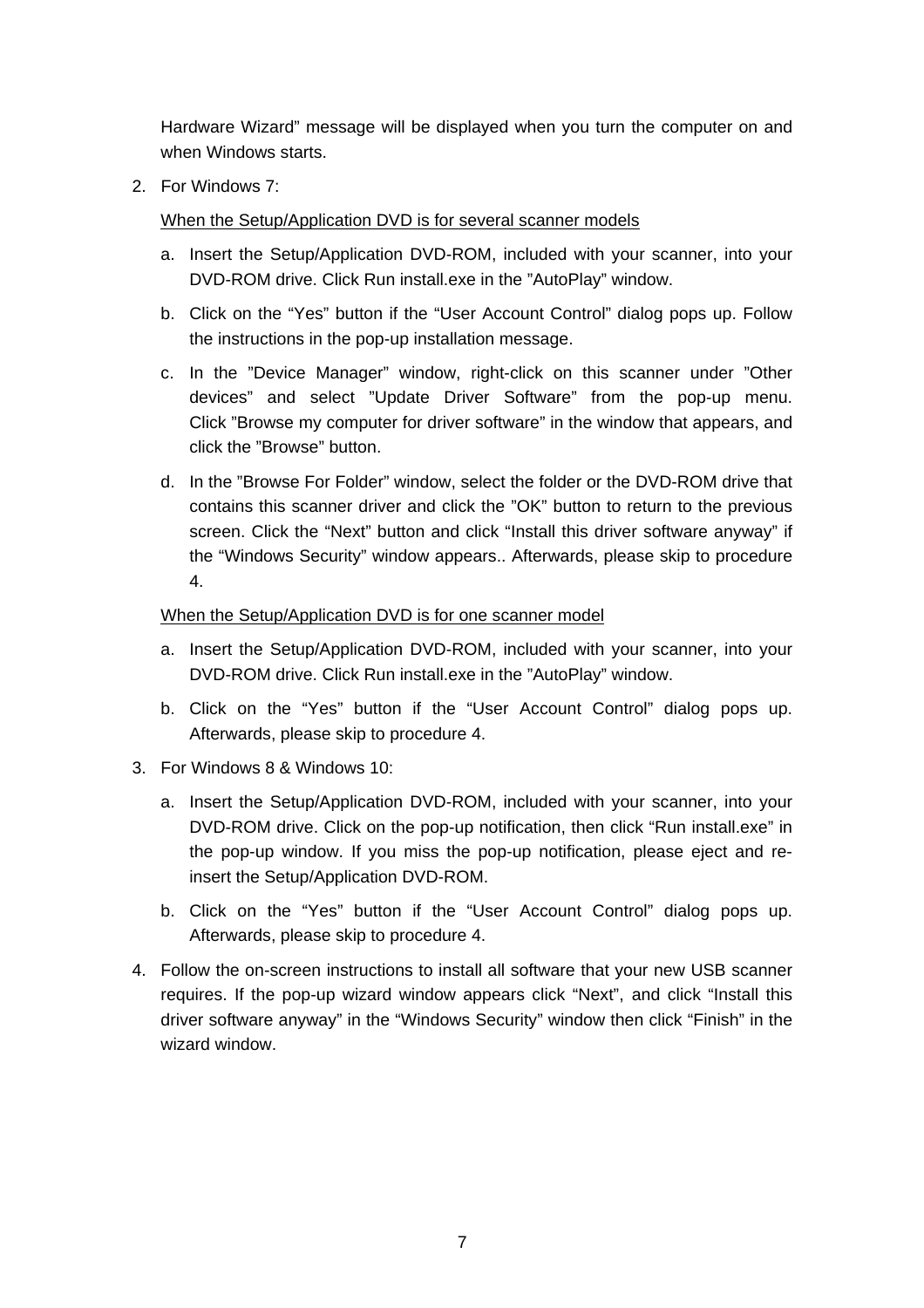Hardware Wizard" message will be displayed when you turn the computer on and when Windows starts.

2. For Windows 7:

   When the Setup/Application DVD is for several scanner models

   a. Insert the Setup/Application DVD-ROM, included with your scanner, into your DVD-ROM drive. Click Run install.exe in the "AutoPlay" window.

   b. Click on the "Yes" button if the "User Account Control" dialog pops up. Follow the instructions in the pop-up installation message.

   c. In the "Device Manager" window, right-click on this scanner under "Other devices" and select "Update Driver Software" from the pop-up menu. Click "Browse my computer for driver software" in the window that appears, and click the "Browse" button.

   d. In the "Browse For Folder" window, select the folder or the DVD-ROM drive that contains this scanner driver and click the "OK" button to return to the previous screen. Click the "Next" button and click "Install this driver software anyway" if the "Windows Security" window appears.. Afterwards, please skip to procedure 4.

   When the Setup/Application DVD is for one scanner model

   a. Insert the Setup/Application DVD-ROM, included with your scanner, into your DVD-ROM drive. Click Run install.exe in the "AutoPlay" window.

   b. Click on the "Yes" button if the "User Account Control" dialog pops up. Afterwards, please skip to procedure 4.

3. For Windows 8 & Windows 10:

   a. Insert the Setup/Application DVD-ROM, included with your scanner, into your DVD-ROM drive. Click on the pop-up notification, then click "Run install.exe" in the pop-up window. If you miss the pop-up notification, please eject and re-insert the Setup/Application DVD-ROM.

   b. Click on the "Yes" button if the "User Account Control" dialog pops up. Afterwards, please skip to procedure 4.

4. Follow the on-screen instructions to install all software that your new USB scanner requires. If the pop-up wizard window appears click "Next", and click "Install this driver software anyway" in the "Windows Security" window then click "Finish" in the wizard window.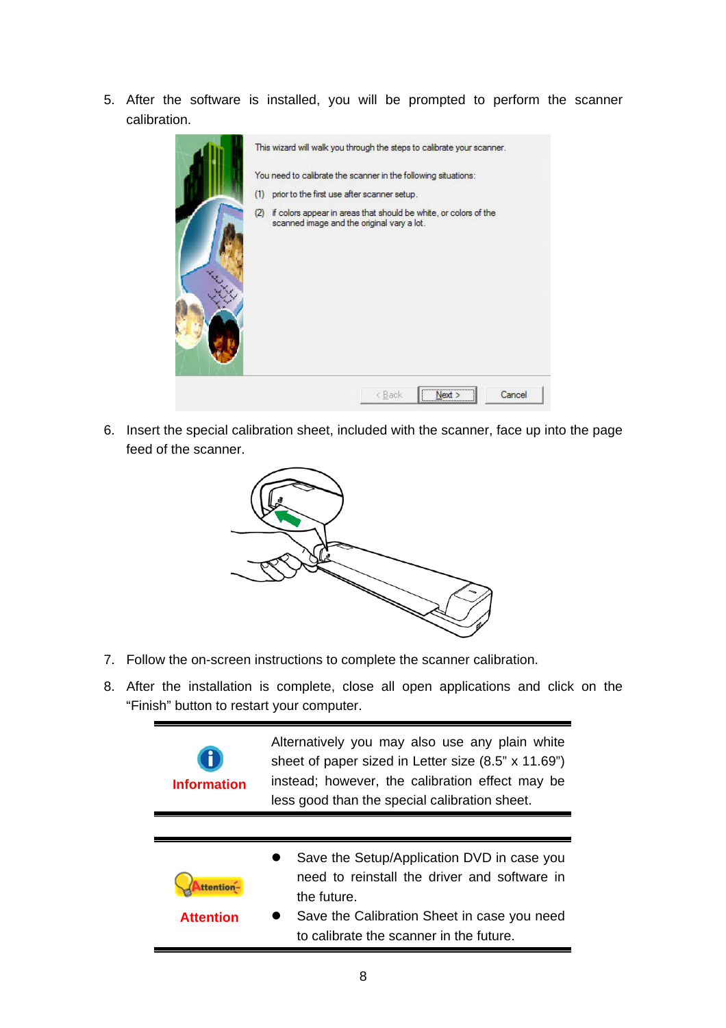5. After the software is installed, you will be prompted to perform the scanner calibration.

6. Insert the special calibration sheet, included with the scanner, face up into the page feed of the scanner.

7. Follow the on-screen instructions to complete the scanner calibration.

8. After the installation is complete, close all open applications and click on the "Finish" button to restart your computer.

| | |
|---|---|
| **Information** | Alternatively you may also use any plain white sheet of paper sized in Letter size (8.5" x 11.69") instead; however, the calibration effect may be less good than the special calibration sheet. |

| | |
|---|---|
| **Attention** | • Save the Setup/Application DVD in case you need to reinstall the driver and software in the future.<br>• Save the Calibration Sheet in case you need to calibrate the scanner in the future. |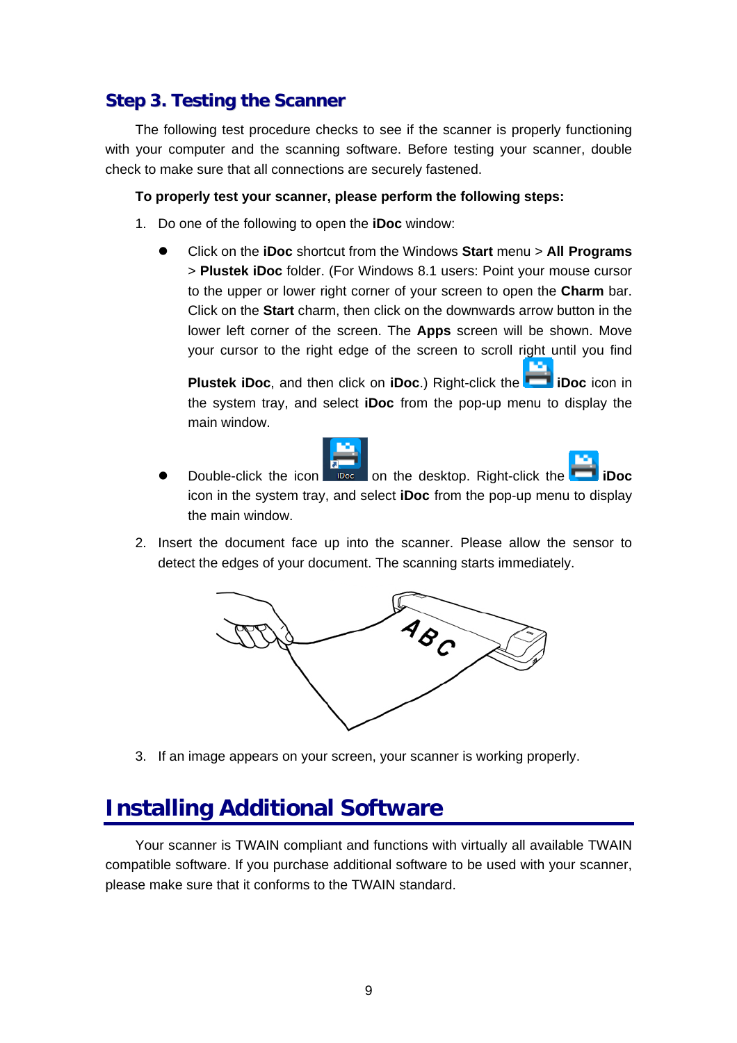## Step 3. Testing the Scanner

The following test procedure checks to see if the scanner is properly functioning with your computer and the scanning software. Before testing your scanner, double check to make sure that all connections are securely fastened.

**To properly test your scanner, please perform the following steps:**

1. Do one of the following to open the **iDoc** window:

   - Click on the **iDoc** shortcut from the Windows **Start** menu > **All Programs** > **Plustek iDoc** folder. (For Windows 8.1 users: Point your mouse cursor to the upper or lower right corner of your screen to open the **Charm** bar. Click on the **Start** charm, then click on the downwards arrow button in the lower left corner of the screen. The **Apps** screen will be shown. Move your cursor to the right edge of the screen to scroll right until you find **Plustek iDoc**, and then click on **iDoc**.) Right-click the **iDoc** icon in the system tray, and select **iDoc** from the pop-up menu to display the main window.
   - Double-click the icon on the desktop. Right-click the **iDoc** icon in the system tray, and select **iDoc** from the pop-up menu to display the main window.

2. Insert the document face up into the scanner. Please allow the sensor to detect the edges of your document. The scanning starts immediately.

3. If an image appears on your screen, your scanner is working properly.

# Installing Additional Software

Your scanner is TWAIN compliant and functions with virtually all available TWAIN compatible software. If you purchase additional software to be used with your scanner, please make sure that it conforms to the TWAIN standard.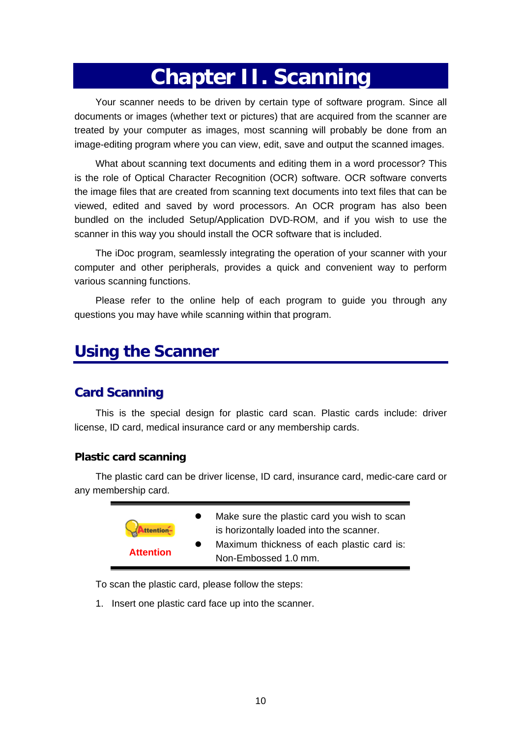# Chapter II. Scanning

Your scanner needs to be driven by certain type of software program. Since all documents or images (whether text or pictures) that are acquired from the scanner are treated by your computer as images, most scanning will probably be done from an image-editing program where you can view, edit, save and output the scanned images.

What about scanning text documents and editing them in a word processor? This is the role of Optical Character Recognition (OCR) software. OCR software converts the image files that are created from scanning text documents into text files that can be viewed, edited and saved by word processors. An OCR program has also been bundled on the included Setup/Application DVD-ROM, and if you wish to use the scanner in this way you should install the OCR software that is included.

The iDoc program, seamlessly integrating the operation of your scanner with your computer and other peripherals, provides a quick and convenient way to perform various scanning functions.

Please refer to the online help of each program to guide you through any questions you may have while scanning within that program.

## Using the Scanner

### Card Scanning

This is the special design for plastic card scan. Plastic cards include: driver license, ID card, medical insurance card or any membership cards.

#### Plastic card scanning

The plastic card can be driver license, ID card, insurance card, medic-care card or any membership card.

**Attention**

- Make sure the plastic card you wish to scan is horizontally loaded into the scanner.
- Maximum thickness of each plastic card is: Non-Embossed 1.0 mm.

To scan the plastic card, please follow the steps:

1. Insert one plastic card face up into the scanner.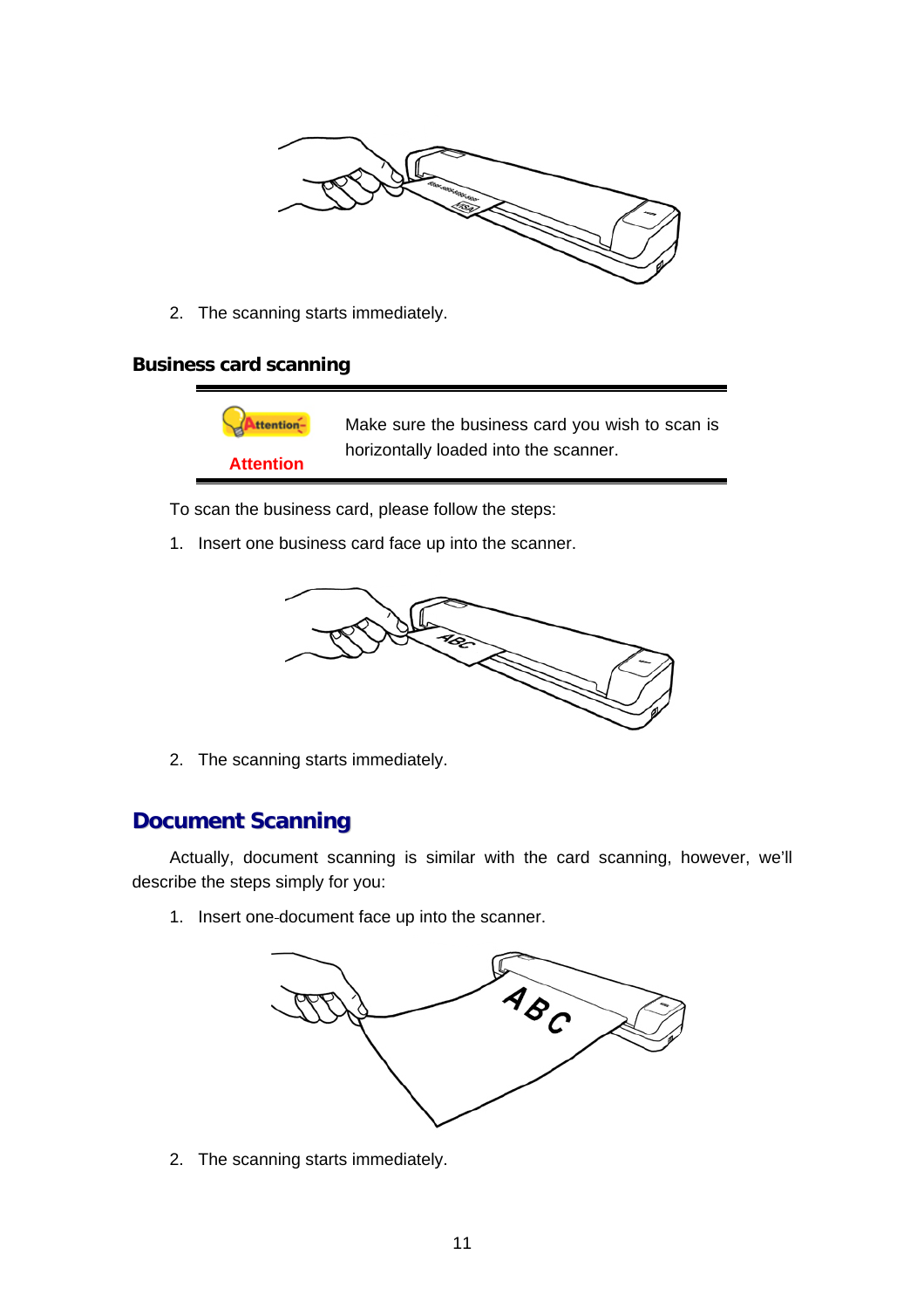2. The scanning starts immediately.

### Business card scanning

| **Attention** | Make sure the business card you wish to scan is horizontally loaded into the scanner. |
| --- | --- |

To scan the business card, please follow the steps:

1. Insert one business card face up into the scanner.

2. The scanning starts immediately.

## Document Scanning

Actually, document scanning is similar with the card scanning, however, we'll describe the steps simply for you:

1. Insert one document face up into the scanner.

2. The scanning starts immediately.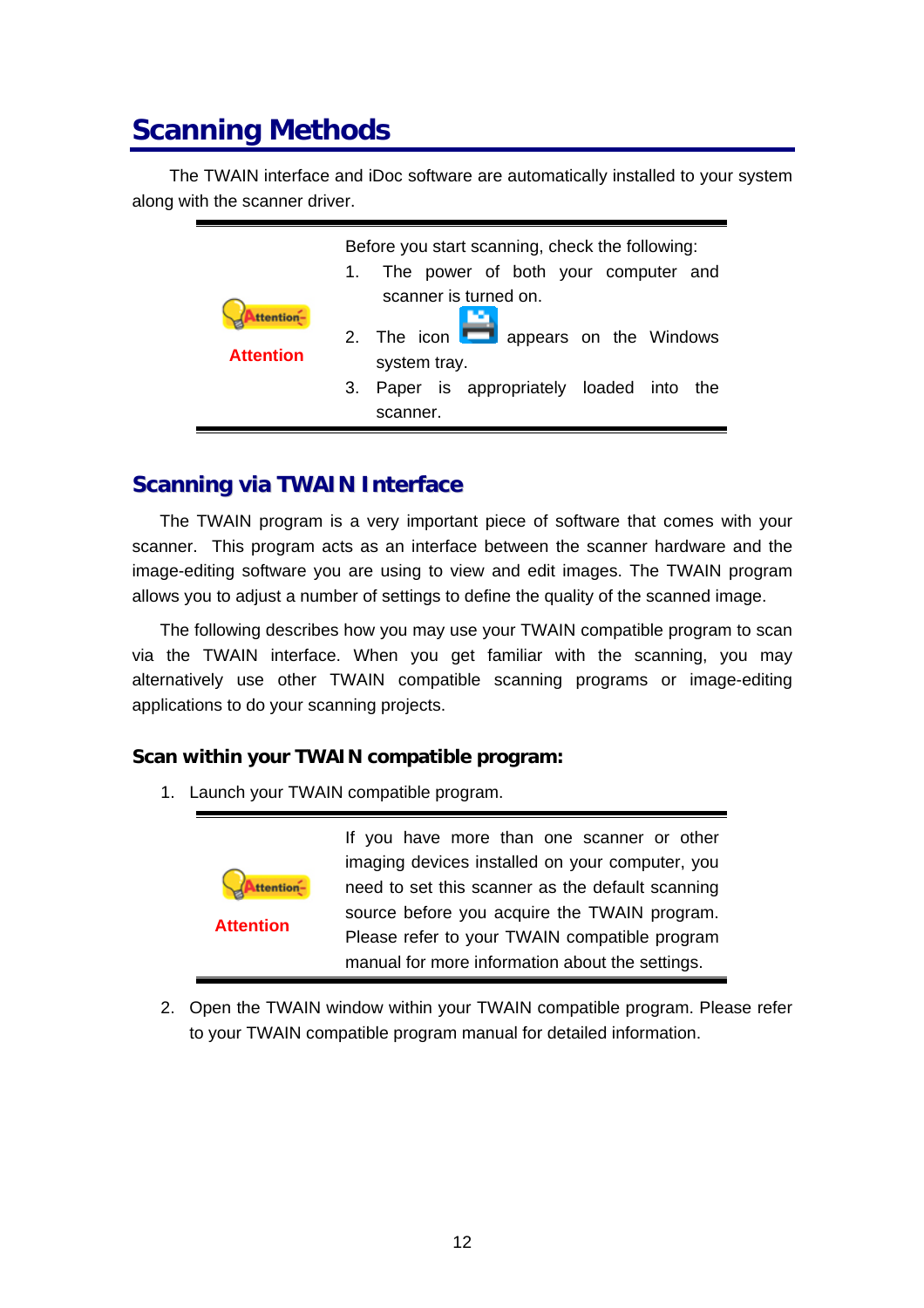# Scanning Methods

The TWAIN interface and iDoc software are automatically installed to your system along with the scanner driver.

| Attention | Before you start scanning, check the following:<br>1. The power of both your computer and scanner is turned on.<br>2. The icon appears on the Windows system tray.<br>3. Paper is appropriately loaded into the scanner. |
|---|---|

## Scanning via TWAIN Interface

The TWAIN program is a very important piece of software that comes with your scanner. This program acts as an interface between the scanner hardware and the image-editing software you are using to view and edit images. The TWAIN program allows you to adjust a number of settings to define the quality of the scanned image.

The following describes how you may use your TWAIN compatible program to scan via the TWAIN interface. When you get familiar with the scanning, you may alternatively use other TWAIN compatible scanning programs or image-editing applications to do your scanning projects.

### Scan within your TWAIN compatible program:

1. Launch your TWAIN compatible program.

| Attention | If you have more than one scanner or other imaging devices installed on your computer, you need to set this scanner as the default scanning source before you acquire the TWAIN program. Please refer to your TWAIN compatible program manual for more information about the settings. |
|---|---|

2. Open the TWAIN window within your TWAIN compatible program. Please refer to your TWAIN compatible program manual for detailed information.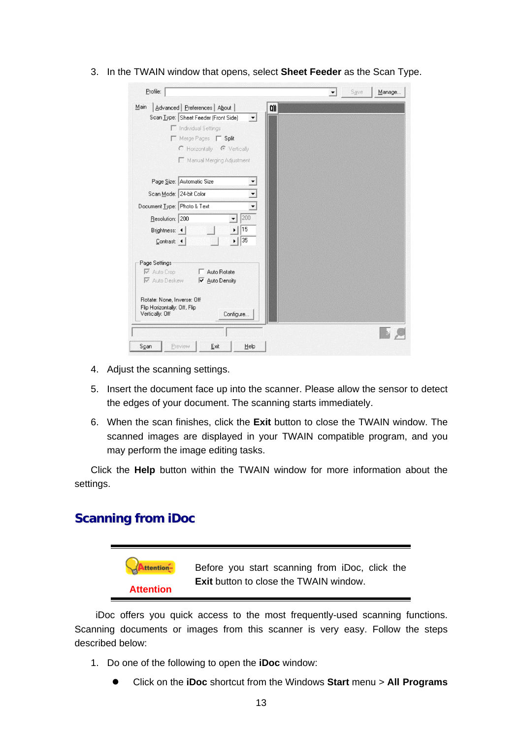3. In the TWAIN window that opens, select **Sheet Feeder** as the Scan Type.

4. Adjust the scanning settings.

5. Insert the document face up into the scanner. Please allow the sensor to detect the edges of your document. The scanning starts immediately.

6. When the scan finishes, click the **Exit** button to close the TWAIN window. The scanned images are displayed in your TWAIN compatible program, and you may perform the image editing tasks.

Click the **Help** button within the TWAIN window for more information about the settings.

## Scanning from iDoc

**Attention**

Before you start scanning from iDoc, click the **Exit** button to close the TWAIN window.

iDoc offers you quick access to the most frequently-used scanning functions. Scanning documents or images from this scanner is very easy. Follow the steps described below:

1. Do one of the following to open the **iDoc** window:

   - Click on the **iDoc** shortcut from the Windows **Start** menu > **All Programs**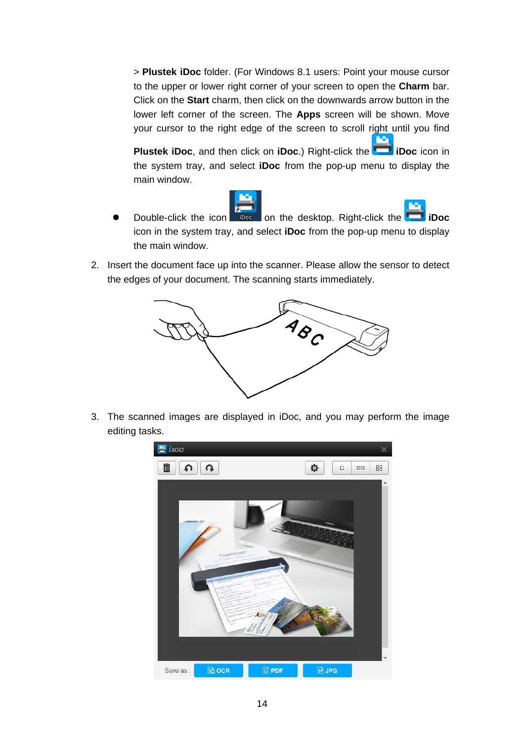> **Plustek iDoc** folder. (For Windows 8.1 users: Point your mouse cursor to the upper or lower right corner of your screen to open the **Charm** bar. Click on the **Start** charm, then click on the downwards arrow button in the lower left corner of the screen. The **Apps** screen will be shown. Move your cursor to the right edge of the screen to scroll right until you find **Plustek iDoc**, and then click on **iDoc**.) Right-click the **iDoc** icon in the system tray, and select **iDoc** from the pop-up menu to display the main window.

- Double-click the icon on the desktop. Right-click the **iDoc** icon in the system tray, and select **iDoc** from the pop-up menu to display the main window.

2. Insert the document face up into the scanner. Please allow the sensor to detect the edges of your document. The scanning starts immediately.

3. The scanned images are displayed in iDoc, and you may perform the image editing tasks.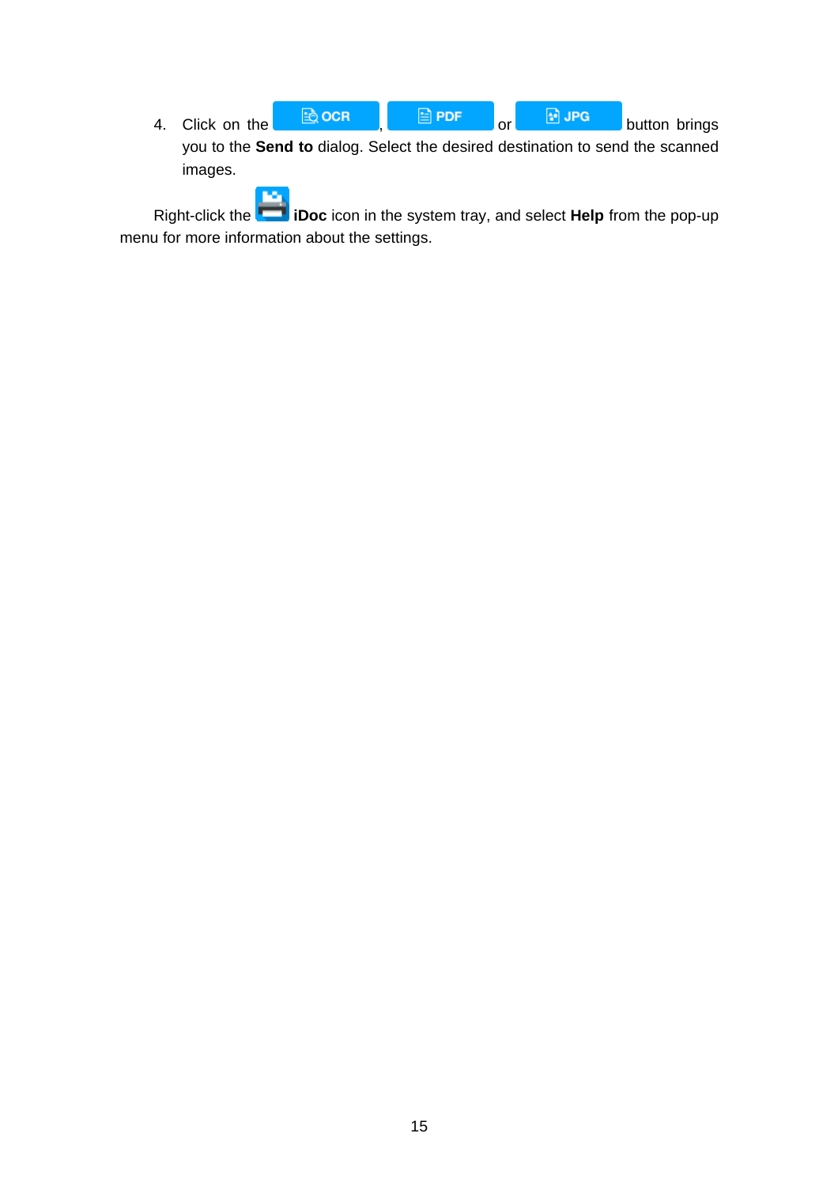4. Click on the OCR, PDF or JPG button brings you to the **Send to** dialog. Select the desired destination to send the scanned images.

Right-click the **iDoc** icon in the system tray, and select **Help** from the pop-up menu for more information about the settings.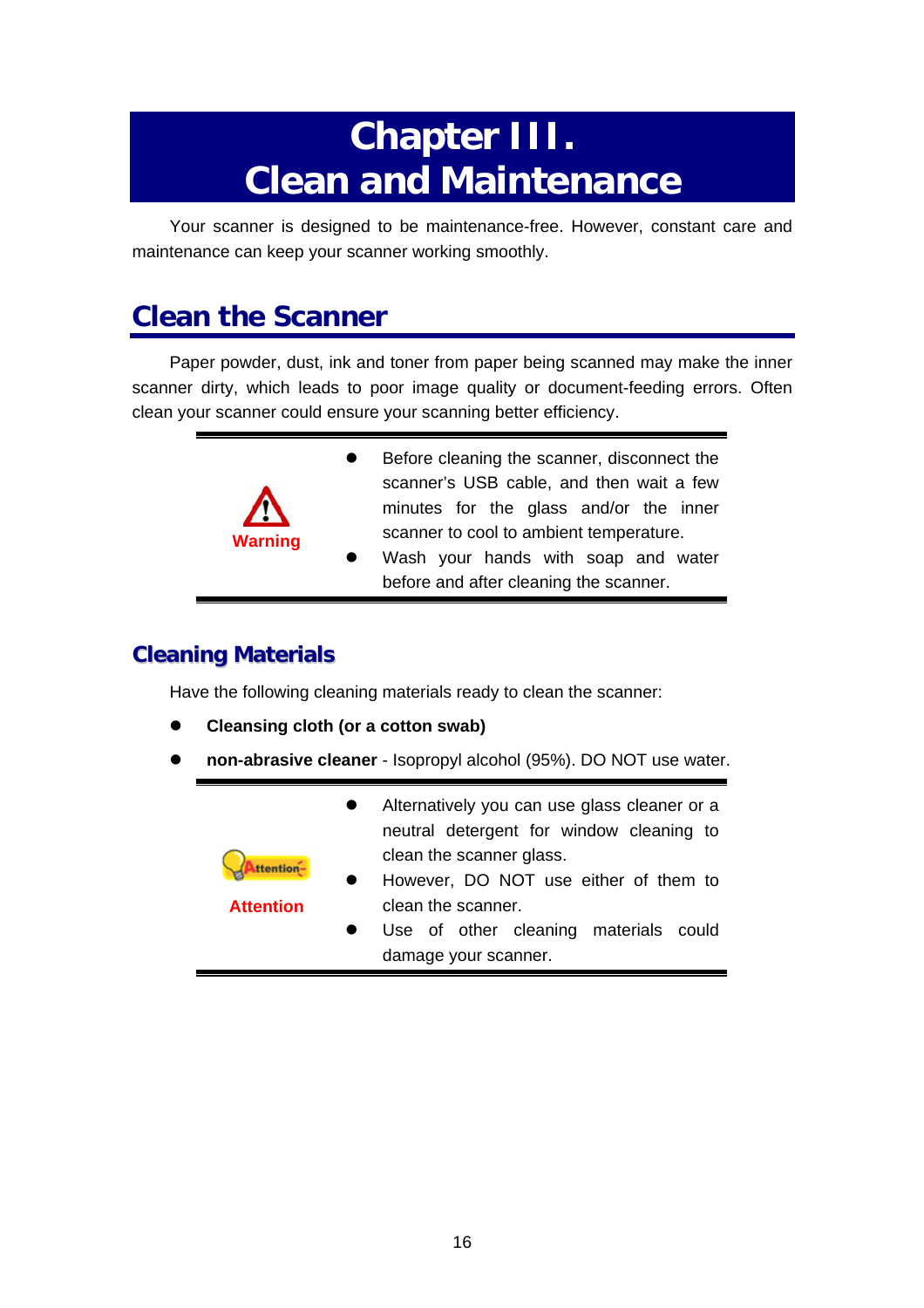# Chapter III. Clean and Maintenance

Your scanner is designed to be maintenance-free. However, constant care and maintenance can keep your scanner working smoothly.

## Clean the Scanner

Paper powder, dust, ink and toner from paper being scanned may make the inner scanner dirty, which leads to poor image quality or document-feeding errors. Often clean your scanner could ensure your scanning better efficiency.

| Warning | |
|---|---|
| **Warning** | • Before cleaning the scanner, disconnect the scanner's USB cable, and then wait a few minutes for the glass and/or the inner scanner to cool to ambient temperature.<br>• Wash your hands with soap and water before and after cleaning the scanner. |

### Cleaning Materials

Have the following cleaning materials ready to clean the scanner:

- **Cleansing cloth (or a cotton swab)**
- **non-abrasive cleaner** - Isopropyl alcohol (95%). DO NOT use water.

| Attention | |
|---|---|
| **Attention** | • Alternatively you can use glass cleaner or a neutral detergent for window cleaning to clean the scanner glass.<br>• However, DO NOT use either of them to clean the scanner.<br>• Use of other cleaning materials could damage your scanner. |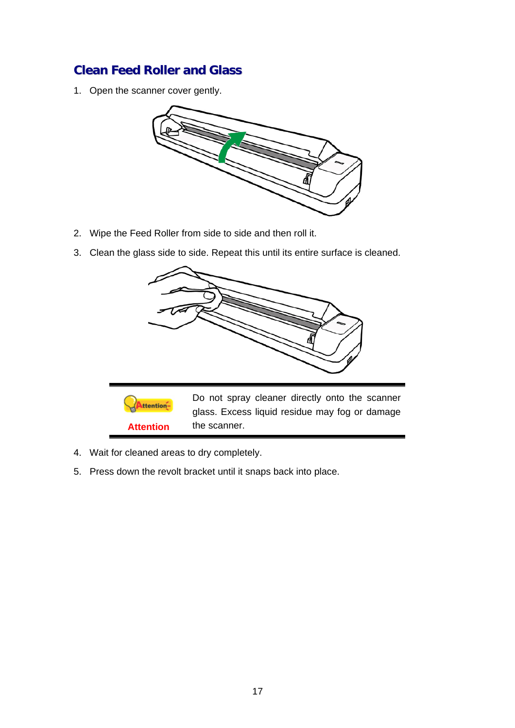## Clean Feed Roller and Glass

1. Open the scanner cover gently.
2. Wipe the Feed Roller from side to side and then roll it.
3. Clean the glass side to side. Repeat this until its entire surface is cleaned.

| Attention | Do not spray cleaner directly onto the scanner glass. Excess liquid residue may fog or damage the scanner. |
| --- | --- |

4. Wait for cleaned areas to dry completely.
5. Press down the revolt bracket until it snaps back into place.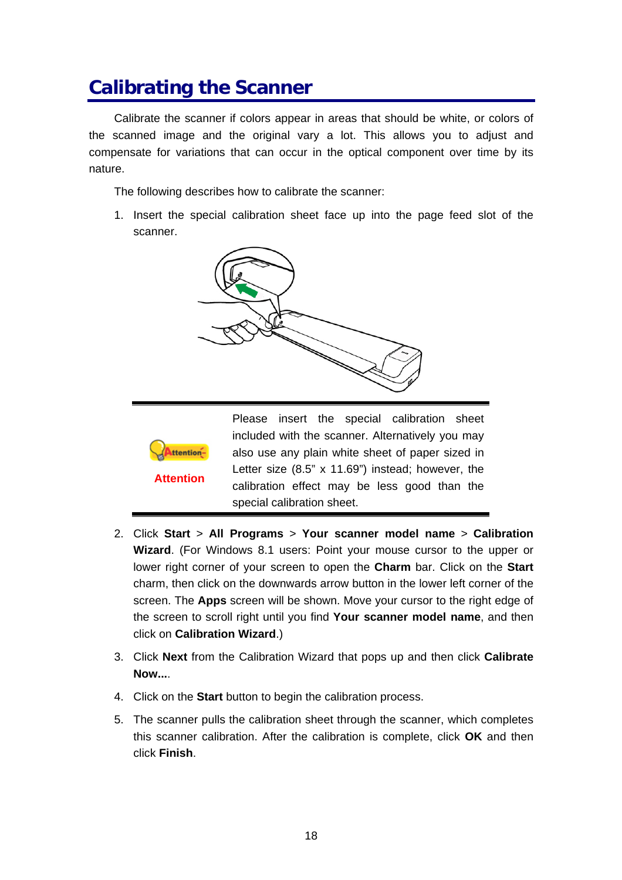# Calibrating the Scanner

Calibrate the scanner if colors appear in areas that should be white, or colors of the scanned image and the original vary a lot. This allows you to adjust and compensate for variations that can occur in the optical component over time by its nature.

The following describes how to calibrate the scanner:

1. Insert the special calibration sheet face up into the page feed slot of the scanner.

| Attention | Please insert the special calibration sheet included with the scanner. Alternatively you may also use any plain white sheet of paper sized in Letter size (8.5" x 11.69") instead; however, the calibration effect may be less good than the special calibration sheet. |
|---|---|

2. Click **Start** > **All Programs** > **Your scanner model name** > **Calibration Wizard**. (For Windows 8.1 users: Point your mouse cursor to the upper or lower right corner of your screen to open the **Charm** bar. Click on the **Start** charm, then click on the downwards arrow button in the lower left corner of the screen. The **Apps** screen will be shown. Move your cursor to the right edge of the screen to scroll right until you find **Your scanner model name**, and then click on **Calibration Wizard**.)
3. Click **Next** from the Calibration Wizard that pops up and then click **Calibrate Now...**.
4. Click on the **Start** button to begin the calibration process.
5. The scanner pulls the calibration sheet through the scanner, which completes this scanner calibration. After the calibration is complete, click **OK** and then click **Finish**.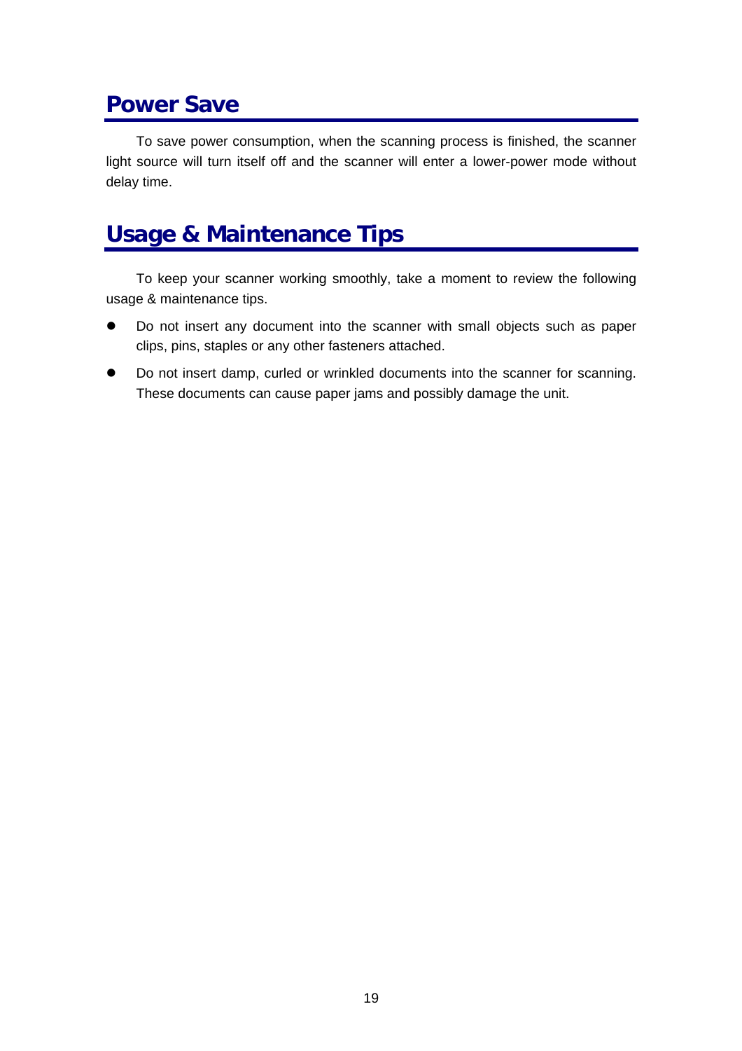## Power Save

To save power consumption, when the scanning process is finished, the scanner light source will turn itself off and the scanner will enter a lower-power mode without delay time.

## Usage & Maintenance Tips

To keep your scanner working smoothly, take a moment to review the following usage & maintenance tips.

- Do not insert any document into the scanner with small objects such as paper clips, pins, staples or any other fasteners attached.
- Do not insert damp, curled or wrinkled documents into the scanner for scanning. These documents can cause paper jams and possibly damage the unit.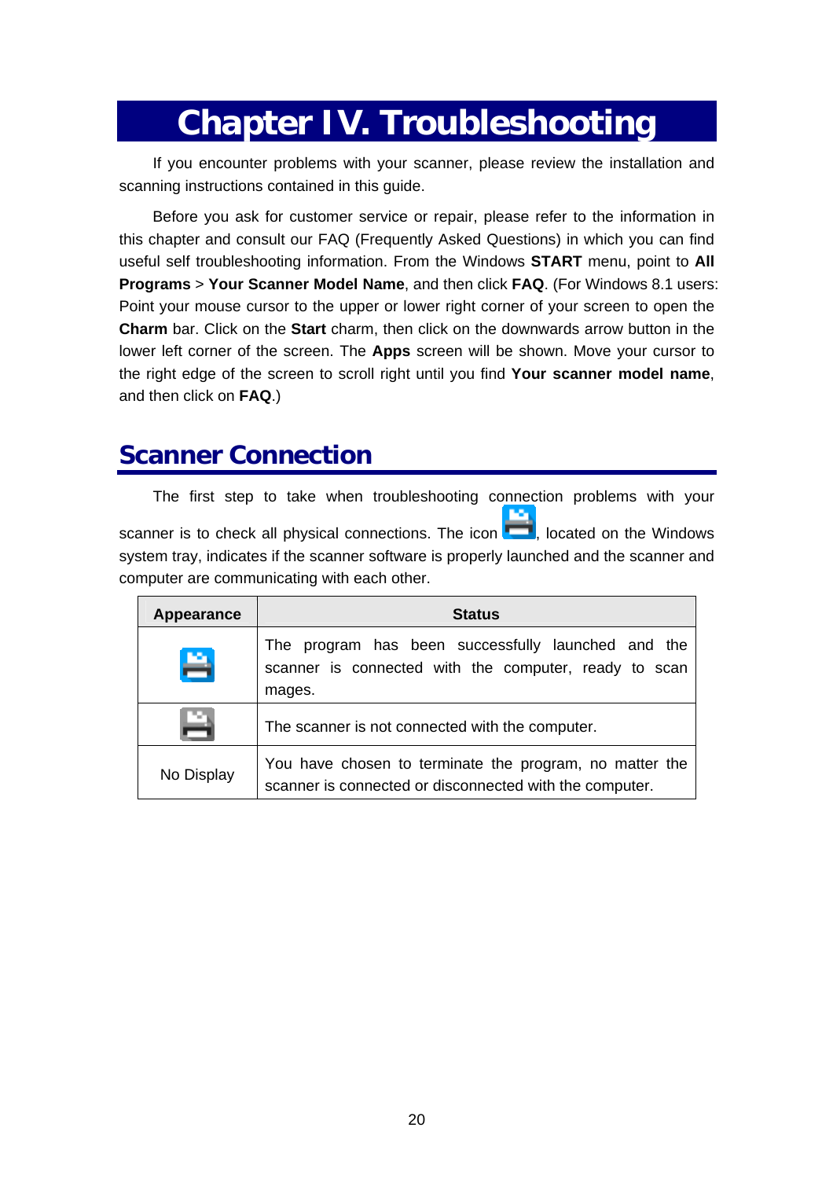# Chapter IV. Troubleshooting

If you encounter problems with your scanner, please review the installation and scanning instructions contained in this guide.

Before you ask for customer service or repair, please refer to the information in this chapter and consult our FAQ (Frequently Asked Questions) in which you can find useful self troubleshooting information. From the Windows **START** menu, point to **All Programs** > **Your Scanner Model Name**, and then click **FAQ**. (For Windows 8.1 users: Point your mouse cursor to the upper or lower right corner of your screen to open the **Charm** bar. Click on the **Start** charm, then click on the downwards arrow button in the lower left corner of the screen. The **Apps** screen will be shown. Move your cursor to the right edge of the screen to scroll right until you find **Your scanner model name**, and then click on **FAQ**.)

## Scanner Connection

The first step to take when troubleshooting connection problems with your scanner is to check all physical connections. The icon , located on the Windows system tray, indicates if the scanner software is properly launched and the scanner and computer are communicating with each other.

| Appearance | Status |
|---|---|
| | The program has been successfully launched and the scanner is connected with the computer, ready to scan mages. |
| | The scanner is not connected with the computer. |
| No Display | You have chosen to terminate the program, no matter the scanner is connected or disconnected with the computer. |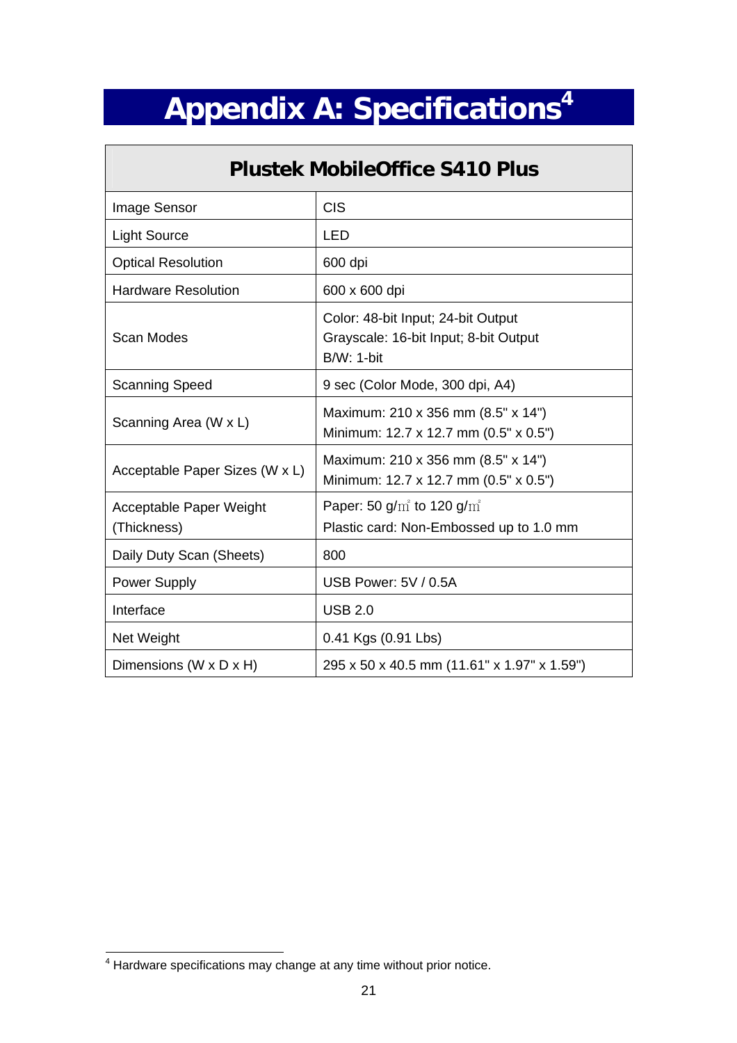# Appendix A: Specifications[4]

| Plustek MobileOffice S410 Plus | |
|---|---|
| Image Sensor | CIS |
| Light Source | LED |
| Optical Resolution | 600 dpi |
| Hardware Resolution | 600 x 600 dpi |
| Scan Modes | Color: 48-bit Input; 24-bit Output<br>Grayscale: 16-bit Input; 8-bit Output<br>B/W: 1-bit |
| Scanning Speed | 9 sec (Color Mode, 300 dpi, A4) |
| Scanning Area (W x L) | Maximum: 210 x 356 mm (8.5" x 14")<br>Minimum: 12.7 x 12.7 mm (0.5" x 0.5") |
| Acceptable Paper Sizes (W x L) | Maximum: 210 x 356 mm (8.5" x 14")<br>Minimum: 12.7 x 12.7 mm (0.5" x 0.5") |
| Acceptable Paper Weight (Thickness) | Paper: 50 g/㎡ to 120 g/㎡<br>Plastic card: Non-Embossed up to 1.0 mm |
| Daily Duty Scan (Sheets) | 800 |
| Power Supply | USB Power: 5V / 0.5A |
| Interface | USB 2.0 |
| Net Weight | 0.41 Kgs (0.91 Lbs) |
| Dimensions (W x D x H) | 295 x 50 x 40.5 mm (11.61" x 1.97" x 1.59") |

[4] Hardware specifications may change at any time without prior notice.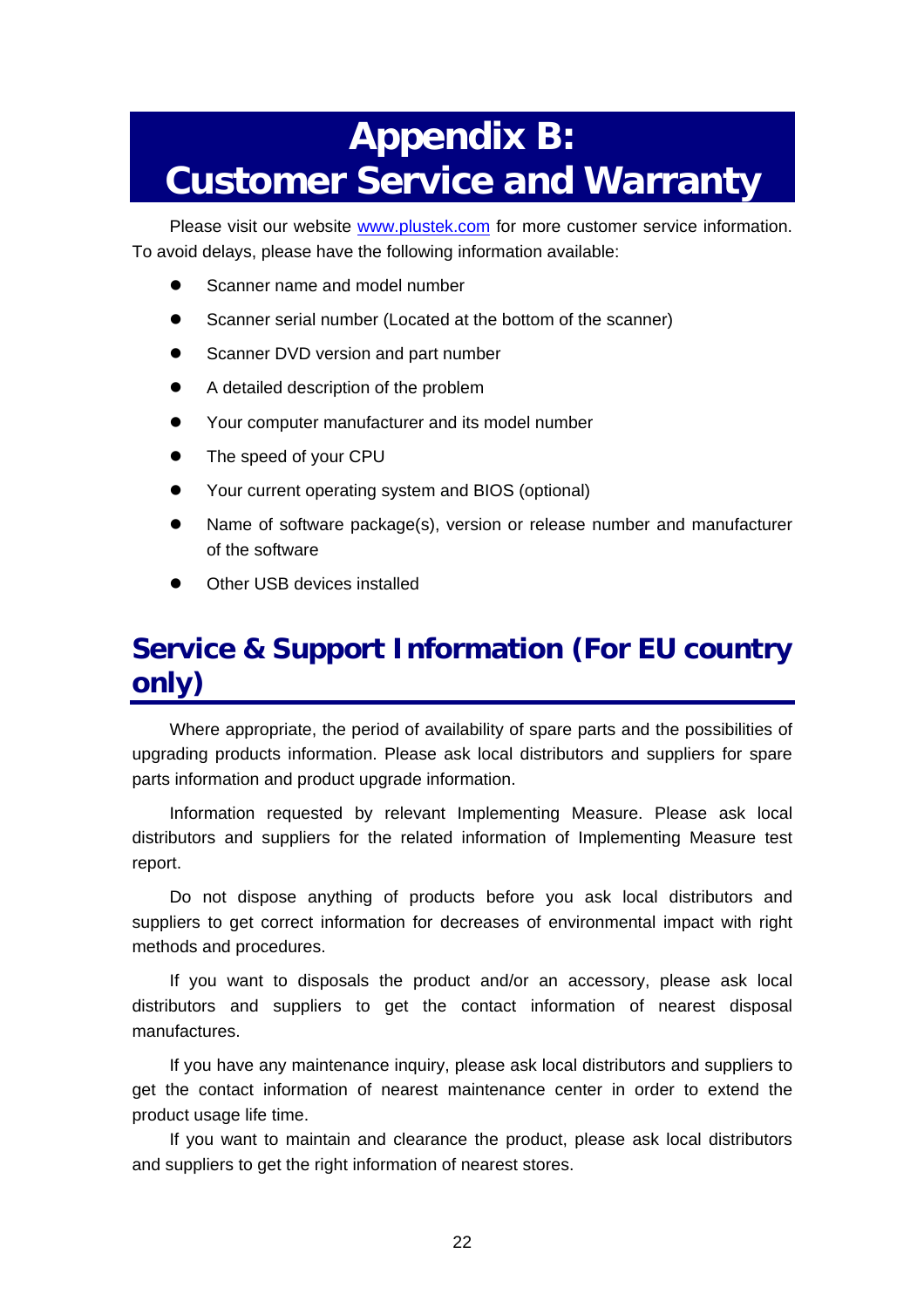# Appendix B: Customer Service and Warranty

Please visit our website www.plustek.com for more customer service information. To avoid delays, please have the following information available:

- Scanner name and model number
- Scanner serial number (Located at the bottom of the scanner)
- Scanner DVD version and part number
- A detailed description of the problem
- Your computer manufacturer and its model number
- The speed of your CPU
- Your current operating system and BIOS (optional)
- Name of software package(s), version or release number and manufacturer of the software
- Other USB devices installed

## Service & Support Information (For EU country only)

Where appropriate, the period of availability of spare parts and the possibilities of upgrading products information. Please ask local distributors and suppliers for spare parts information and product upgrade information.

Information requested by relevant Implementing Measure. Please ask local distributors and suppliers for the related information of Implementing Measure test report.

Do not dispose anything of products before you ask local distributors and suppliers to get correct information for decreases of environmental impact with right methods and procedures.

If you want to disposals the product and/or an accessory, please ask local distributors and suppliers to get the contact information of nearest disposal manufactures.

If you have any maintenance inquiry, please ask local distributors and suppliers to get the contact information of nearest maintenance center in order to extend the product usage life time.

If you want to maintain and clearance the product, please ask local distributors and suppliers to get the right information of nearest stores.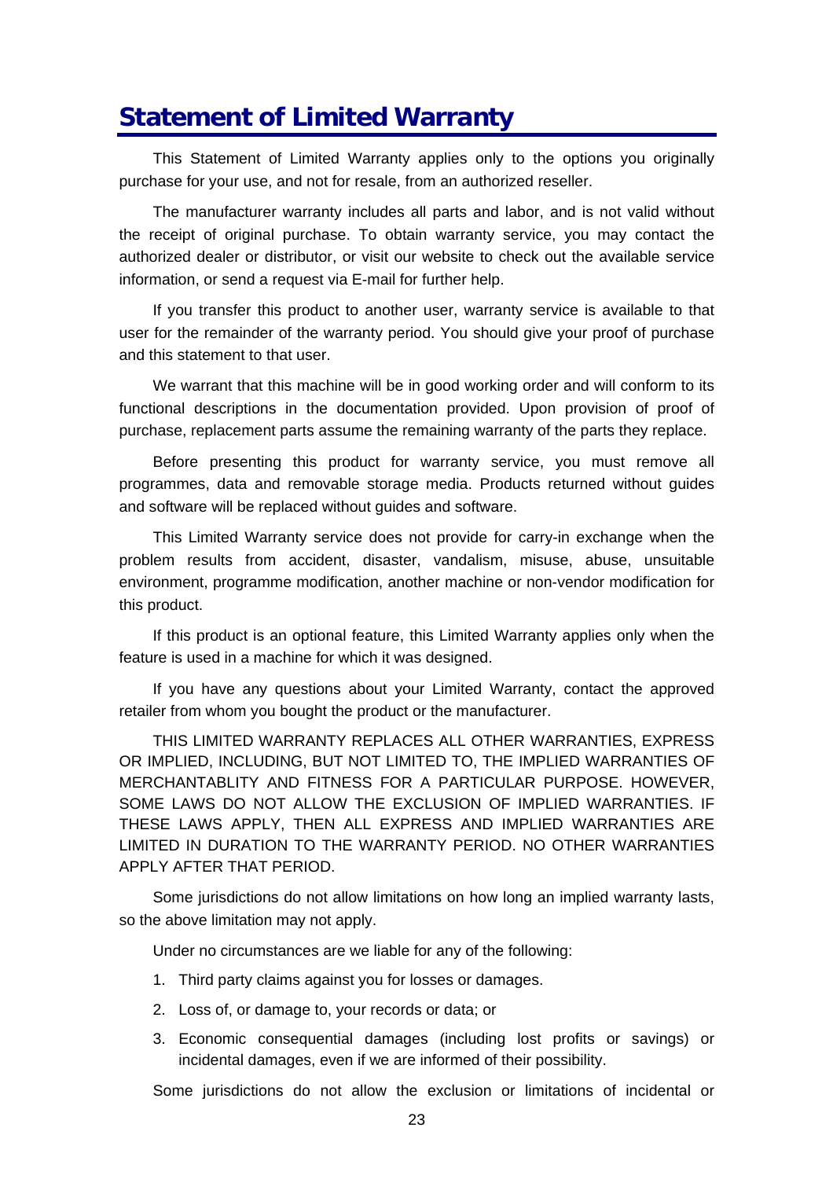# Statement of Limited Warranty

This Statement of Limited Warranty applies only to the options you originally purchase for your use, and not for resale, from an authorized reseller.

The manufacturer warranty includes all parts and labor, and is not valid without the receipt of original purchase. To obtain warranty service, you may contact the authorized dealer or distributor, or visit our website to check out the available service information, or send a request via E-mail for further help.

If you transfer this product to another user, warranty service is available to that user for the remainder of the warranty period. You should give your proof of purchase and this statement to that user.

We warrant that this machine will be in good working order and will conform to its functional descriptions in the documentation provided. Upon provision of proof of purchase, replacement parts assume the remaining warranty of the parts they replace.

Before presenting this product for warranty service, you must remove all programmes, data and removable storage media. Products returned without guides and software will be replaced without guides and software.

This Limited Warranty service does not provide for carry-in exchange when the problem results from accident, disaster, vandalism, misuse, abuse, unsuitable environment, programme modification, another machine or non-vendor modification for this product.

If this product is an optional feature, this Limited Warranty applies only when the feature is used in a machine for which it was designed.

If you have any questions about your Limited Warranty, contact the approved retailer from whom you bought the product or the manufacturer.

THIS LIMITED WARRANTY REPLACES ALL OTHER WARRANTIES, EXPRESS OR IMPLIED, INCLUDING, BUT NOT LIMITED TO, THE IMPLIED WARRANTIES OF MERCHANTABLITY AND FITNESS FOR A PARTICULAR PURPOSE. HOWEVER, SOME LAWS DO NOT ALLOW THE EXCLUSION OF IMPLIED WARRANTIES. IF THESE LAWS APPLY, THEN ALL EXPRESS AND IMPLIED WARRANTIES ARE LIMITED IN DURATION TO THE WARRANTY PERIOD. NO OTHER WARRANTIES APPLY AFTER THAT PERIOD.

Some jurisdictions do not allow limitations on how long an implied warranty lasts, so the above limitation may not apply.

Under no circumstances are we liable for any of the following:

1. Third party claims against you for losses or damages.
2. Loss of, or damage to, your records or data; or
3. Economic consequential damages (including lost profits or savings) or incidental damages, even if we are informed of their possibility.

Some jurisdictions do not allow the exclusion or limitations of incidental or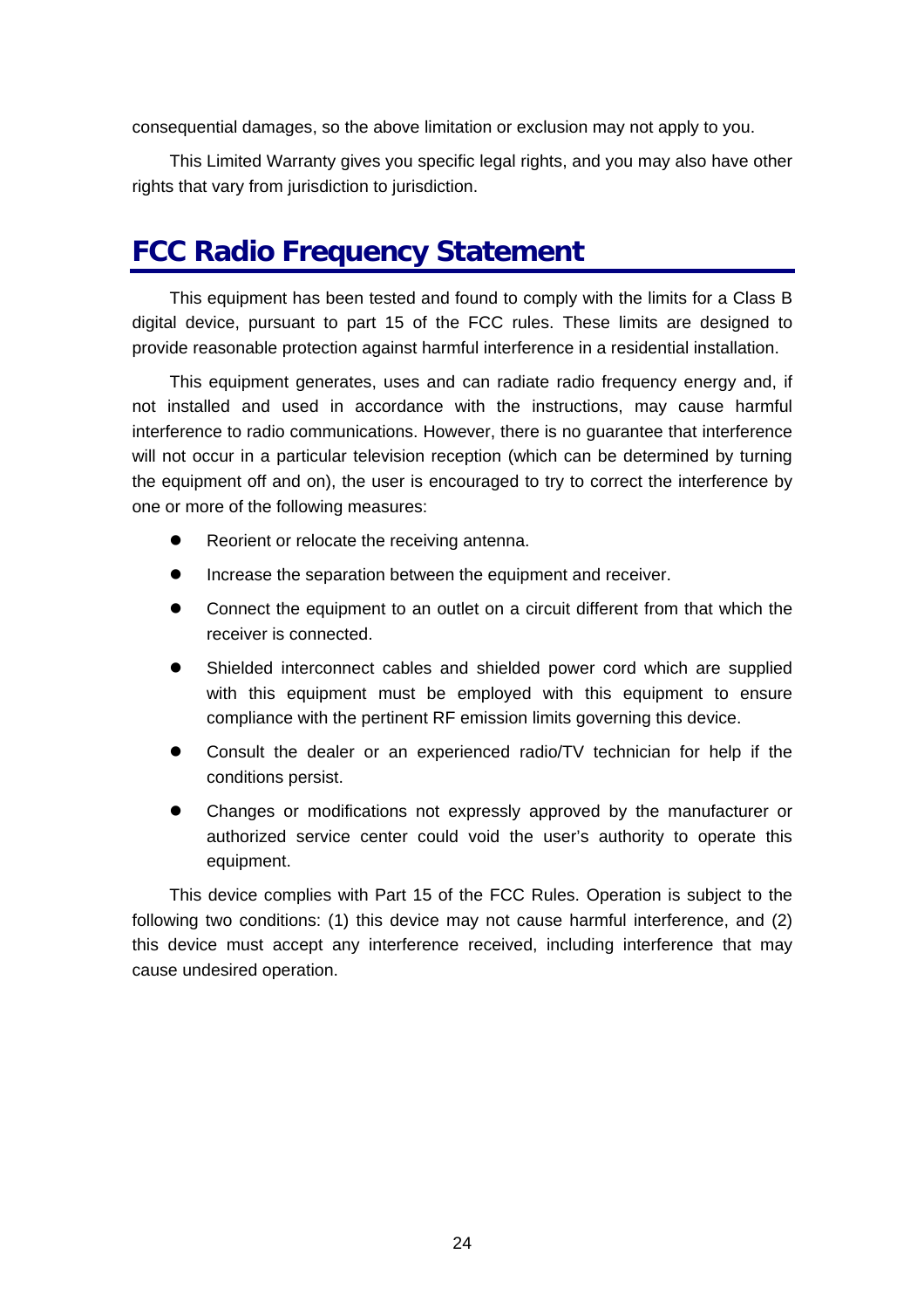consequential damages, so the above limitation or exclusion may not apply to you.

This Limited Warranty gives you specific legal rights, and you may also have other rights that vary from jurisdiction to jurisdiction.

# FCC Radio Frequency Statement

This equipment has been tested and found to comply with the limits for a Class B digital device, pursuant to part 15 of the FCC rules. These limits are designed to provide reasonable protection against harmful interference in a residential installation.

This equipment generates, uses and can radiate radio frequency energy and, if not installed and used in accordance with the instructions, may cause harmful interference to radio communications. However, there is no guarantee that interference will not occur in a particular television reception (which can be determined by turning the equipment off and on), the user is encouraged to try to correct the interference by one or more of the following measures:

- Reorient or relocate the receiving antenna.
- Increase the separation between the equipment and receiver.
- Connect the equipment to an outlet on a circuit different from that which the receiver is connected.
- Shielded interconnect cables and shielded power cord which are supplied with this equipment must be employed with this equipment to ensure compliance with the pertinent RF emission limits governing this device.
- Consult the dealer or an experienced radio/TV technician for help if the conditions persist.
- Changes or modifications not expressly approved by the manufacturer or authorized service center could void the user's authority to operate this equipment.

This device complies with Part 15 of the FCC Rules. Operation is subject to the following two conditions: (1) this device may not cause harmful interference, and (2) this device must accept any interference received, including interference that may cause undesired operation.